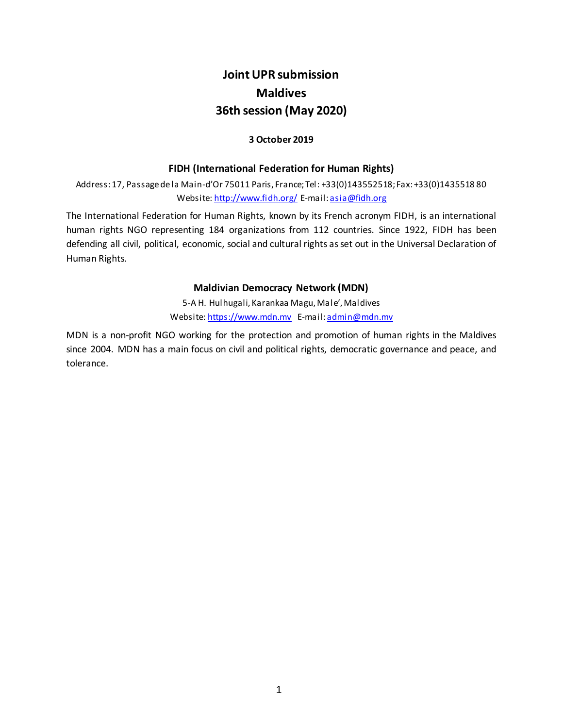# Joint UPR submission
# Maldives
# 36th session (May 2020)

**3 October 2019**

### FIDH (International Federation for Human Rights)

Address: 17, Passage de la Main-d'Or 75011 Paris, France; Tel: +33(0)143552518; Fax: +33(0)1435518 80
Website: http://www.fidh.org/ E-mail: asia@fidh.org

The International Federation for Human Rights, known by its French acronym FIDH, is an international human rights NGO representing 184 organizations from 112 countries. Since 1922, FIDH has been defending all civil, political, economic, social and cultural rights as set out in the Universal Declaration of Human Rights.

### Maldivian Democracy Network (MDN)

5-A H. Hulhugali, Karankaa Magu, Male', Maldives
Website: https://www.mdn.mv E-mail: admin@mdn.mv

MDN is a non-profit NGO working for the protection and promotion of human rights in the Maldives since 2004. MDN has a main focus on civil and political rights, democratic governance and peace, and tolerance.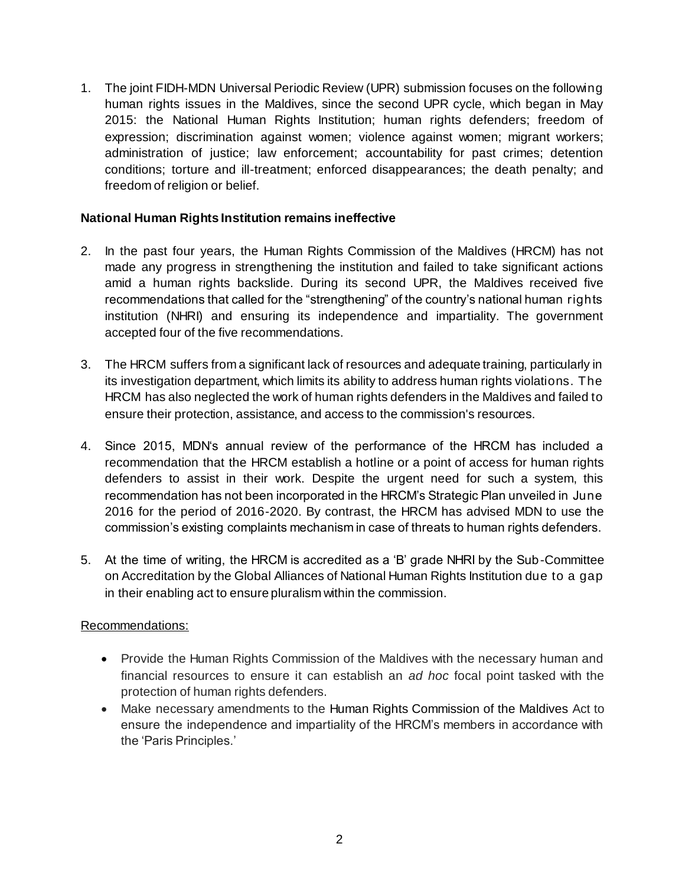1. The joint FIDH-MDN Universal Periodic Review (UPR) submission focuses on the following human rights issues in the Maldives, since the second UPR cycle, which began in May 2015: the National Human Rights Institution; human rights defenders; freedom of expression; discrimination against women; violence against women; migrant workers; administration of justice; law enforcement; accountability for past crimes; detention conditions; torture and ill-treatment; enforced disappearances; the death penalty; and freedom of religion or belief.

**National Human Rights Institution remains ineffective**

2. In the past four years, the Human Rights Commission of the Maldives (HRCM) has not made any progress in strengthening the institution and failed to take significant actions amid a human rights backslide. During its second UPR, the Maldives received five recommendations that called for the "strengthening" of the country's national human rights institution (NHRI) and ensuring its independence and impartiality. The government accepted four of the five recommendations.

3. The HRCM suffers from a significant lack of resources and adequate training, particularly in its investigation department, which limits its ability to address human rights violations. The HRCM has also neglected the work of human rights defenders in the Maldives and failed to ensure their protection, assistance, and access to the commission's resources.

4. Since 2015, MDN's annual review of the performance of the HRCM has included a recommendation that the HRCM establish a hotline or a point of access for human rights defenders to assist in their work. Despite the urgent need for such a system, this recommendation has not been incorporated in the HRCM's Strategic Plan unveiled in June 2016 for the period of 2016-2020. By contrast, the HRCM has advised MDN to use the commission's existing complaints mechanism in case of threats to human rights defenders.

5. At the time of writing, the HRCM is accredited as a 'B' grade NHRI by the Sub-Committee on Accreditation by the Global Alliances of National Human Rights Institution due to a gap in their enabling act to ensure pluralism within the commission.

Recommendations:

- Provide the Human Rights Commission of the Maldives with the necessary human and financial resources to ensure it can establish an *ad hoc* focal point tasked with the protection of human rights defenders.
- Make necessary amendments to the Human Rights Commission of the Maldives Act to ensure the independence and impartiality of the HRCM's members in accordance with the 'Paris Principles.'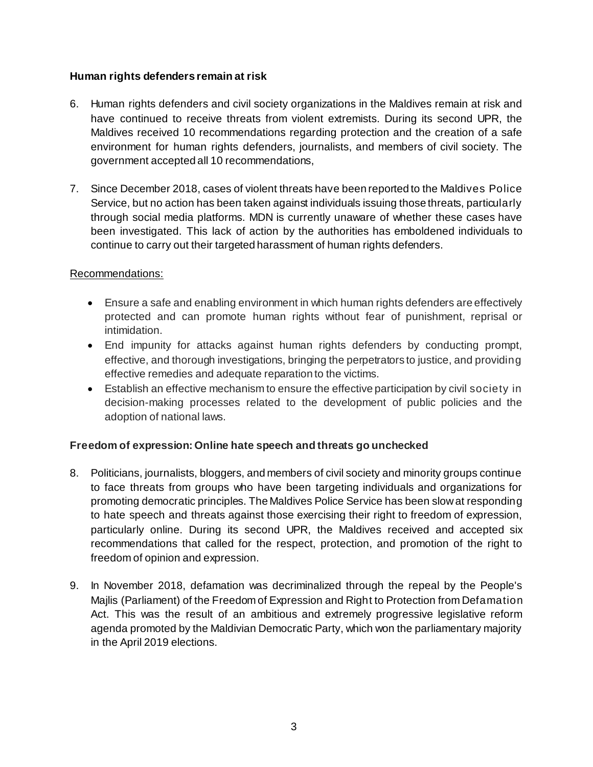**Human rights defenders remain at risk**

6. Human rights defenders and civil society organizations in the Maldives remain at risk and have continued to receive threats from violent extremists. During its second UPR, the Maldives received 10 recommendations regarding protection and the creation of a safe environment for human rights defenders, journalists, and members of civil society. The government accepted all 10 recommendations,

7. Since December 2018, cases of violent threats have been reported to the Maldives Police Service, but no action has been taken against individuals issuing those threats, particularly through social media platforms. MDN is currently unaware of whether these cases have been investigated. This lack of action by the authorities has emboldened individuals to continue to carry out their targeted harassment of human rights defenders.

Recommendations:

- Ensure a safe and enabling environment in which human rights defenders are effectively protected and can promote human rights without fear of punishment, reprisal or intimidation.
- End impunity for attacks against human rights defenders by conducting prompt, effective, and thorough investigations, bringing the perpetrators to justice, and providing effective remedies and adequate reparation to the victims.
- Establish an effective mechanism to ensure the effective participation by civil society in decision-making processes related to the development of public policies and the adoption of national laws.

**Freedom of expression: Online hate speech and threats go unchecked**

8. Politicians, journalists, bloggers, and members of civil society and minority groups continue to face threats from groups who have been targeting individuals and organizations for promoting democratic principles. The Maldives Police Service has been slow at responding to hate speech and threats against those exercising their right to freedom of expression, particularly online. During its second UPR, the Maldives received and accepted six recommendations that called for the respect, protection, and promotion of the right to freedom of opinion and expression.

9. In November 2018, defamation was decriminalized through the repeal by the People's Majlis (Parliament) of the Freedom of Expression and Right to Protection from Defamation Act. This was the result of an ambitious and extremely progressive legislative reform agenda promoted by the Maldivian Democratic Party, which won the parliamentary majority in the April 2019 elections.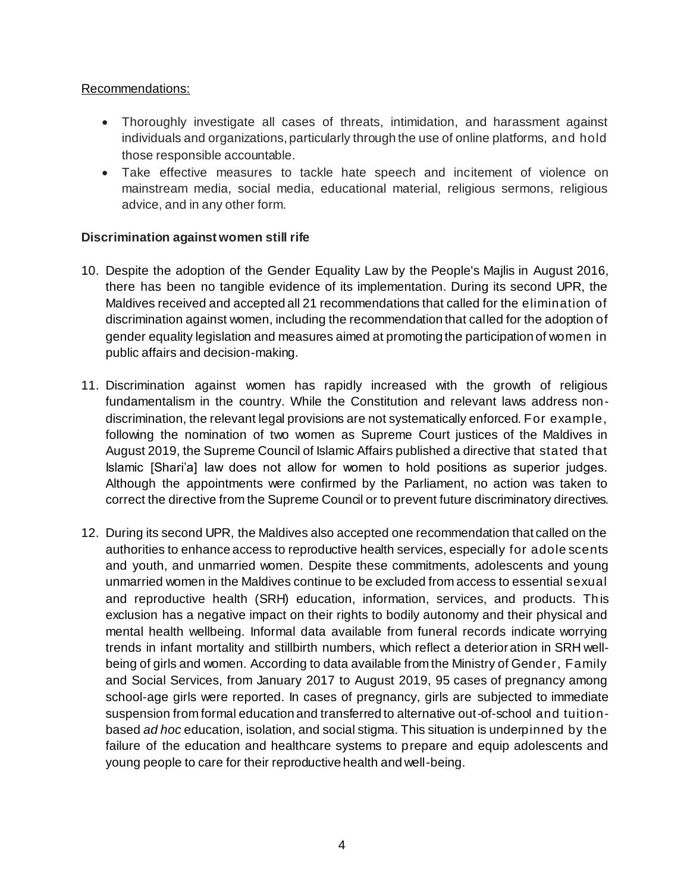Recommendations:

- Thoroughly investigate all cases of threats, intimidation, and harassment against individuals and organizations, particularly through the use of online platforms, and hold those responsible accountable.
- Take effective measures to tackle hate speech and incitement of violence on mainstream media, social media, educational material, religious sermons, religious advice, and in any other form.

**Discrimination against women still rife**

10. Despite the adoption of the Gender Equality Law by the People's Majlis in August 2016, there has been no tangible evidence of its implementation. During its second UPR, the Maldives received and accepted all 21 recommendations that called for the elimination of discrimination against women, including the recommendation that called for the adoption of gender equality legislation and measures aimed at promoting the participation of women in public affairs and decision-making.

11. Discrimination against women has rapidly increased with the growth of religious fundamentalism in the country. While the Constitution and relevant laws address non-discrimination, the relevant legal provisions are not systematically enforced. For example, following the nomination of two women as Supreme Court justices of the Maldives in August 2019, the Supreme Council of Islamic Affairs published a directive that stated that Islamic [Shari'a] law does not allow for women to hold positions as superior judges. Although the appointments were confirmed by the Parliament, no action was taken to correct the directive from the Supreme Council or to prevent future discriminatory directives.

12. During its second UPR, the Maldives also accepted one recommendation that called on the authorities to enhance access to reproductive health services, especially for adolescents and youth, and unmarried women. Despite these commitments, adolescents and young unmarried women in the Maldives continue to be excluded from access to essential sexual and reproductive health (SRH) education, information, services, and products. This exclusion has a negative impact on their rights to bodily autonomy and their physical and mental health wellbeing. Informal data available from funeral records indicate worrying trends in infant mortality and stillbirth numbers, which reflect a deterioration in SRH well-being of girls and women. According to data available from the Ministry of Gender, Family and Social Services, from January 2017 to August 2019, 95 cases of pregnancy among school-age girls were reported. In cases of pregnancy, girls are subjected to immediate suspension from formal education and transferred to alternative out-of-school and tuition-based *ad hoc* education, isolation, and social stigma. This situation is underpinned by the failure of the education and healthcare systems to prepare and equip adolescents and young people to care for their reproductive health and well-being.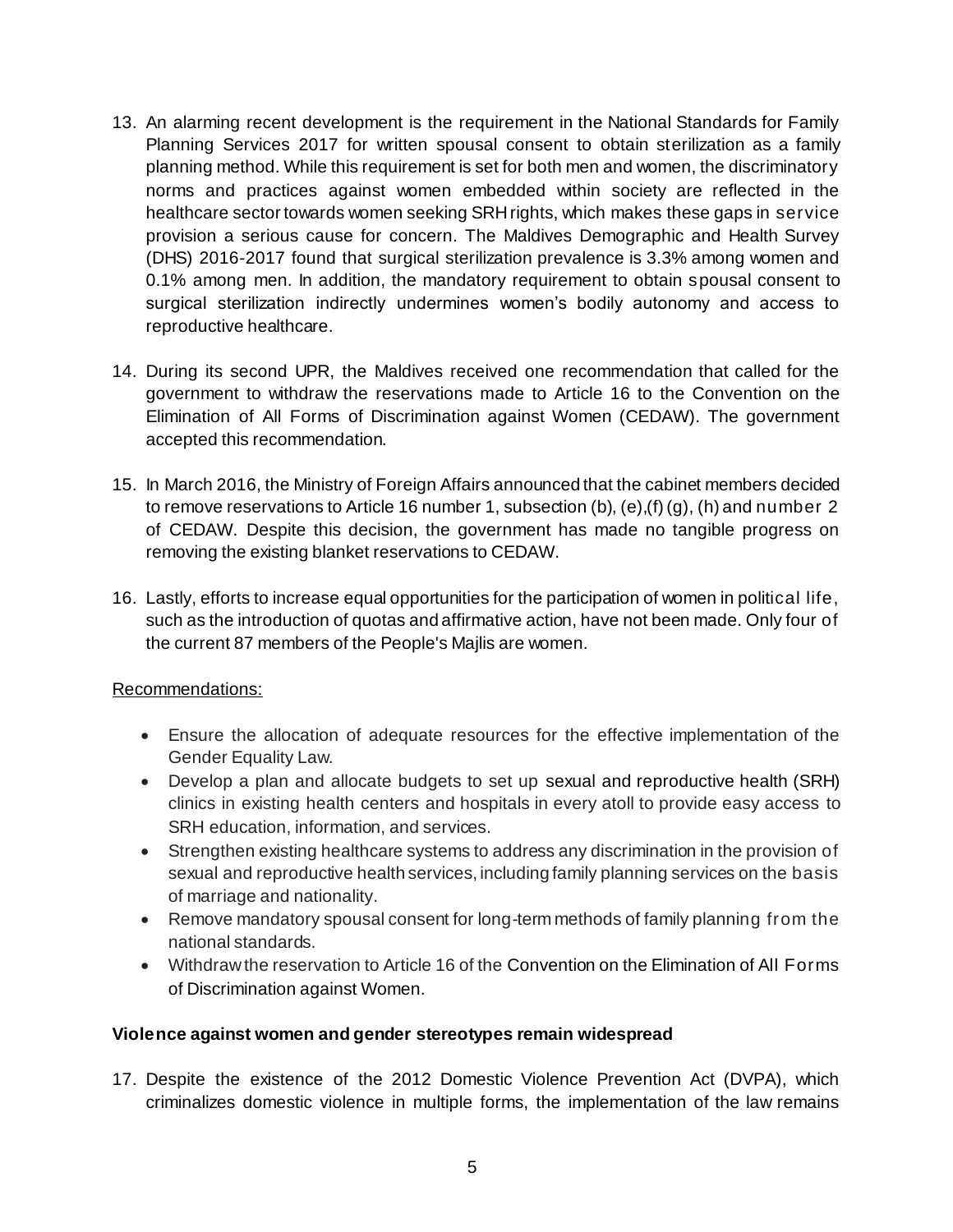13. An alarming recent development is the requirement in the National Standards for Family Planning Services 2017 for written spousal consent to obtain sterilization as a family planning method. While this requirement is set for both men and women, the discriminatory norms and practices against women embedded within society are reflected in the healthcare sector towards women seeking SRH rights, which makes these gaps in service provision a serious cause for concern. The Maldives Demographic and Health Survey (DHS) 2016-2017 found that surgical sterilization prevalence is 3.3% among women and 0.1% among men. In addition, the mandatory requirement to obtain spousal consent to surgical sterilization indirectly undermines women's bodily autonomy and access to reproductive healthcare.

14. During its second UPR, the Maldives received one recommendation that called for the government to withdraw the reservations made to Article 16 to the Convention on the Elimination of All Forms of Discrimination against Women (CEDAW). The government accepted this recommendation.

15. In March 2016, the Ministry of Foreign Affairs announced that the cabinet members decided to remove reservations to Article 16 number 1, subsection (b), (e),(f) (g), (h) and number 2 of CEDAW. Despite this decision, the government has made no tangible progress on removing the existing blanket reservations to CEDAW.

16. Lastly, efforts to increase equal opportunities for the participation of women in political life, such as the introduction of quotas and affirmative action, have not been made. Only four of the current 87 members of the People's Majlis are women.

<u>Recommendations:</u>

- Ensure the allocation of adequate resources for the effective implementation of the Gender Equality Law.
- Develop a plan and allocate budgets to set up sexual and reproductive health (SRH) clinics in existing health centers and hospitals in every atoll to provide easy access to SRH education, information, and services.
- Strengthen existing healthcare systems to address any discrimination in the provision of sexual and reproductive health services, including family planning services on the basis of marriage and nationality.
- Remove mandatory spousal consent for long-term methods of family planning from the national standards.
- Withdraw the reservation to Article 16 of the Convention on the Elimination of All Forms of Discrimination against Women.

**Violence against women and gender stereotypes remain widespread**

17. Despite the existence of the 2012 Domestic Violence Prevention Act (DVPA), which criminalizes domestic violence in multiple forms, the implementation of the law remains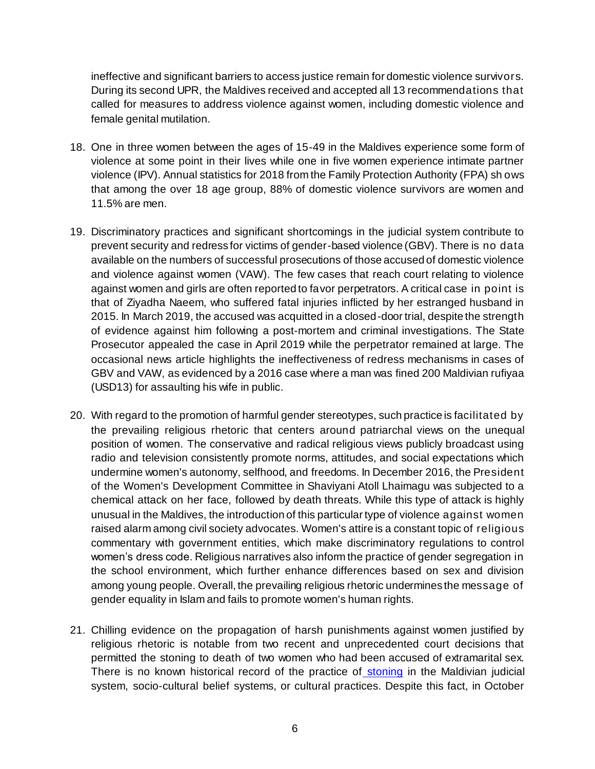ineffective and significant barriers to access justice remain for domestic violence survivors. During its second UPR, the Maldives received and accepted all 13 recommendations that called for measures to address violence against women, including domestic violence and female genital mutilation.

18. One in three women between the ages of 15-49 in the Maldives experience some form of violence at some point in their lives while one in five women experience intimate partner violence (IPV). Annual statistics for 2018 from the Family Protection Authority (FPA) shows that among the over 18 age group, 88% of domestic violence survivors are women and 11.5% are men.

19. Discriminatory practices and significant shortcomings in the judicial system contribute to prevent security and redress for victims of gender-based violence (GBV). There is no data available on the numbers of successful prosecutions of those accused of domestic violence and violence against women (VAW). The few cases that reach court relating to violence against women and girls are often reported to favor perpetrators. A critical case in point is that of Ziyadha Naeem, who suffered fatal injuries inflicted by her estranged husband in 2015. In March 2019, the accused was acquitted in a closed-door trial, despite the strength of evidence against him following a post-mortem and criminal investigations. The State Prosecutor appealed the case in April 2019 while the perpetrator remained at large. The occasional news article highlights the ineffectiveness of redress mechanisms in cases of GBV and VAW, as evidenced by a 2016 case where a man was fined 200 Maldivian rufiyaa (USD13) for assaulting his wife in public.

20. With regard to the promotion of harmful gender stereotypes, such practice is facilitated by the prevailing religious rhetoric that centers around patriarchal views on the unequal position of women. The conservative and radical religious views publicly broadcast using radio and television consistently promote norms, attitudes, and social expectations which undermine women's autonomy, selfhood, and freedoms. In December 2016, the President of the Women's Development Committee in Shaviyani Atoll Lhaimagu was subjected to a chemical attack on her face, followed by death threats. While this type of attack is highly unusual in the Maldives, the introduction of this particular type of violence against women raised alarm among civil society advocates. Women's attire is a constant topic of religious commentary with government entities, which make discriminatory regulations to control women's dress code. Religious narratives also inform the practice of gender segregation in the school environment, which further enhance differences based on sex and division among young people. Overall, the prevailing religious rhetoric undermines the message of gender equality in Islam and fails to promote women's human rights.

21. Chilling evidence on the propagation of harsh punishments against women justified by religious rhetoric is notable from two recent and unprecedented court decisions that permitted the stoning to death of two women who had been accused of extramarital sex. There is no known historical record of the practice of stoning in the Maldivian judicial system, socio-cultural belief systems, or cultural practices. Despite this fact, in October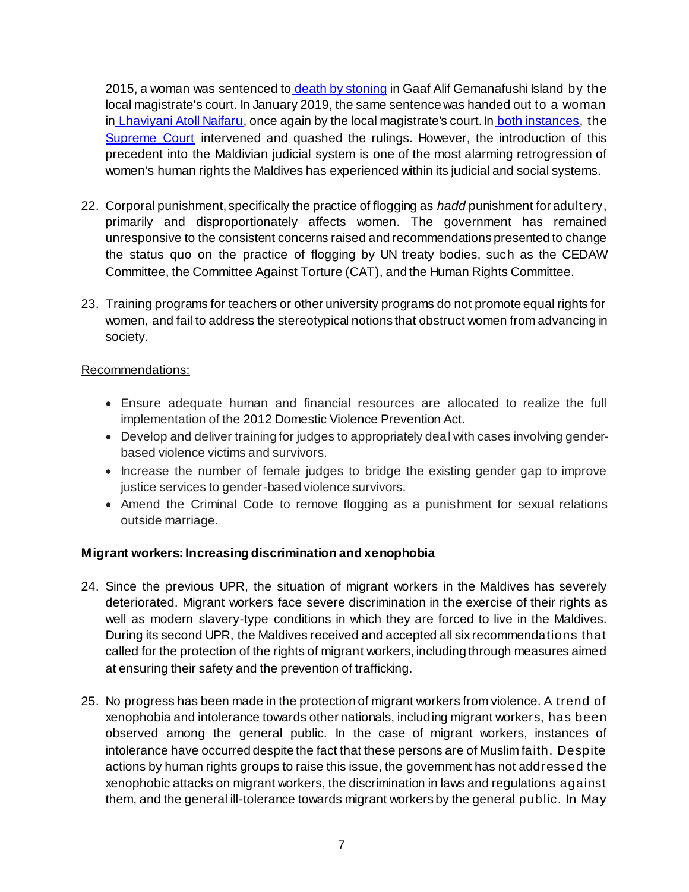2015, a woman was sentenced to death by stoning in Gaaf Alif Gemanafushi Island by the local magistrate's court. In January 2019, the same sentence was handed out to a woman in Lhaviyani Atoll Naifaru, once again by the local magistrate's court. In both instances, the Supreme Court intervened and quashed the rulings. However, the introduction of this precedent into the Maldivian judicial system is one of the most alarming retrogression of women's human rights the Maldives has experienced within its judicial and social systems.

22. Corporal punishment, specifically the practice of flogging as *hadd* punishment for adultery, primarily and disproportionately affects women. The government has remained unresponsive to the consistent concerns raised and recommendations presented to change the status quo on the practice of flogging by UN treaty bodies, such as the CEDAW Committee, the Committee Against Torture (CAT), and the Human Rights Committee.

23. Training programs for teachers or other university programs do not promote equal rights for women, and fail to address the stereotypical notions that obstruct women from advancing in society.

Recommendations:

- Ensure adequate human and financial resources are allocated to realize the full implementation of the 2012 Domestic Violence Prevention Act.
- Develop and deliver training for judges to appropriately deal with cases involving gender-based violence victims and survivors.
- Increase the number of female judges to bridge the existing gender gap to improve justice services to gender-based violence survivors.
- Amend the Criminal Code to remove flogging as a punishment for sexual relations outside marriage.

**Migrant workers: Increasing discrimination and xenophobia**

24. Since the previous UPR, the situation of migrant workers in the Maldives has severely deteriorated. Migrant workers face severe discrimination in the exercise of their rights as well as modern slavery-type conditions in which they are forced to live in the Maldives. During its second UPR, the Maldives received and accepted all six recommendations that called for the protection of the rights of migrant workers, including through measures aimed at ensuring their safety and the prevention of trafficking.

25. No progress has been made in the protection of migrant workers from violence. A trend of xenophobia and intolerance towards other nationals, including migrant workers, has been observed among the general public. In the case of migrant workers, instances of intolerance have occurred despite the fact that these persons are of Muslim faith. Despite actions by human rights groups to raise this issue, the government has not addressed the xenophobic attacks on migrant workers, the discrimination in laws and regulations against them, and the general ill-tolerance towards migrant workers by the general public. In May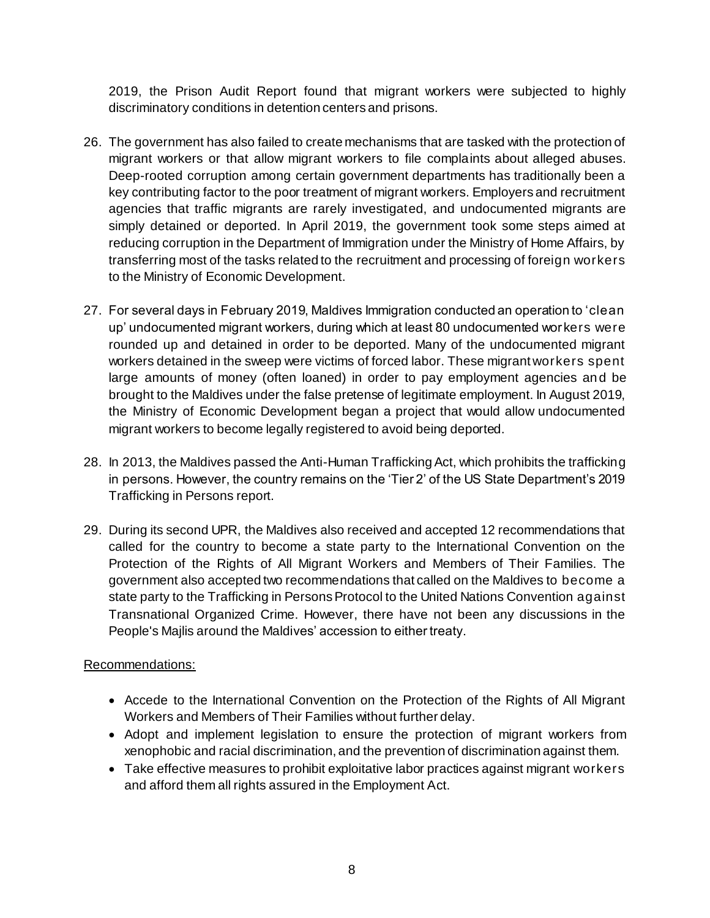2019, the Prison Audit Report found that migrant workers were subjected to highly discriminatory conditions in detention centers and prisons.

26. The government has also failed to create mechanisms that are tasked with the protection of migrant workers or that allow migrant workers to file complaints about alleged abuses. Deep-rooted corruption among certain government departments has traditionally been a key contributing factor to the poor treatment of migrant workers. Employers and recruitment agencies that traffic migrants are rarely investigated, and undocumented migrants are simply detained or deported. In April 2019, the government took some steps aimed at reducing corruption in the Department of Immigration under the Ministry of Home Affairs, by transferring most of the tasks related to the recruitment and processing of foreign workers to the Ministry of Economic Development.

27. For several days in February 2019, Maldives Immigration conducted an operation to 'clean up' undocumented migrant workers, during which at least 80 undocumented workers were rounded up and detained in order to be deported. Many of the undocumented migrant workers detained in the sweep were victims of forced labor. These migrant workers spent large amounts of money (often loaned) in order to pay employment agencies and be brought to the Maldives under the false pretense of legitimate employment. In August 2019, the Ministry of Economic Development began a project that would allow undocumented migrant workers to become legally registered to avoid being deported.

28. In 2013, the Maldives passed the Anti-Human Trafficking Act, which prohibits the trafficking in persons. However, the country remains on the 'Tier 2' of the US State Department's 2019 Trafficking in Persons report.

29. During its second UPR, the Maldives also received and accepted 12 recommendations that called for the country to become a state party to the International Convention on the Protection of the Rights of All Migrant Workers and Members of Their Families. The government also accepted two recommendations that called on the Maldives to become a state party to the Trafficking in Persons Protocol to the United Nations Convention against Transnational Organized Crime. However, there have not been any discussions in the People's Majlis around the Maldives' accession to either treaty.

Recommendations:

- Accede to the International Convention on the Protection of the Rights of All Migrant Workers and Members of Their Families without further delay.
- Adopt and implement legislation to ensure the protection of migrant workers from xenophobic and racial discrimination, and the prevention of discrimination against them.
- Take effective measures to prohibit exploitative labor practices against migrant workers and afford them all rights assured in the Employment Act.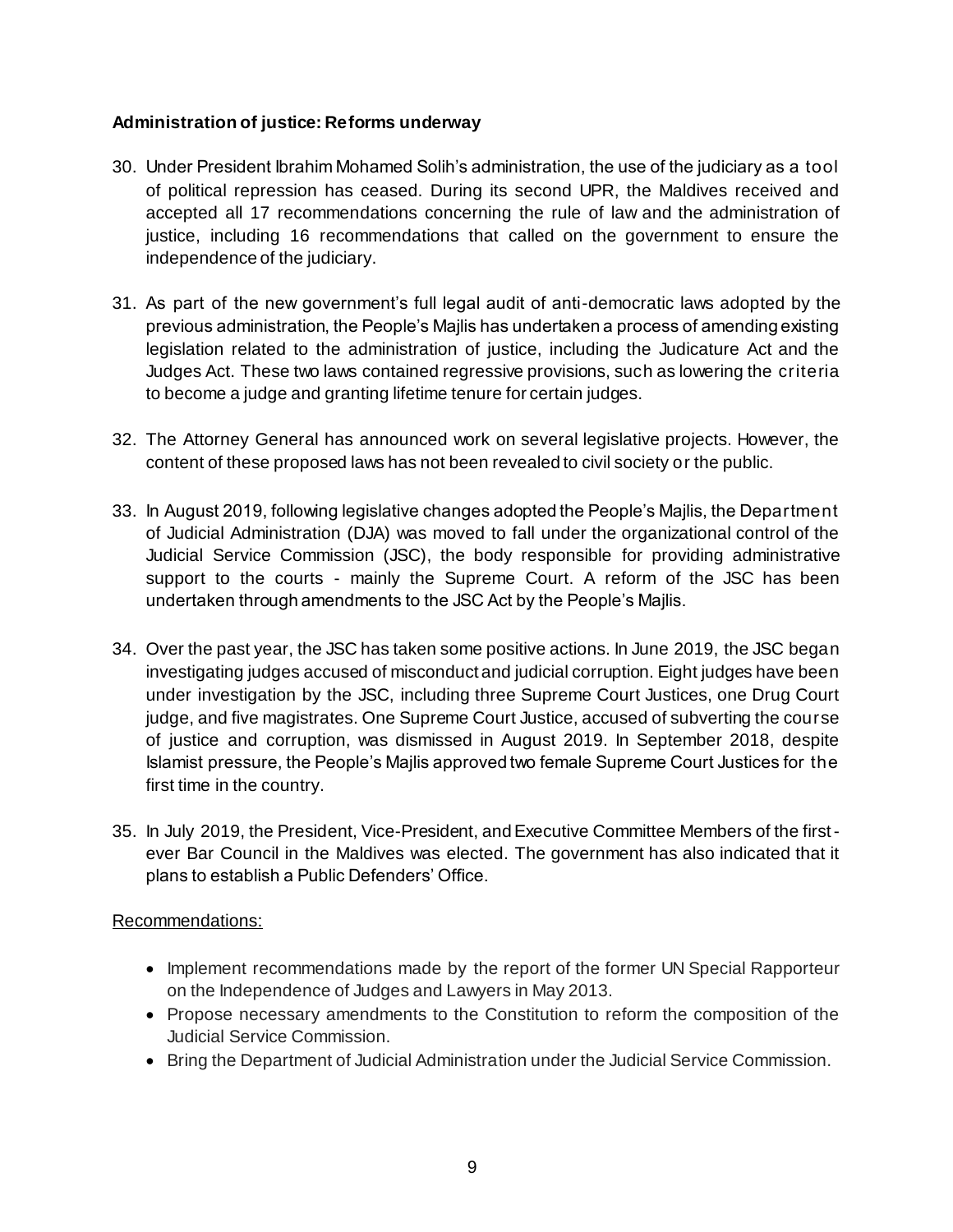**Administration of justice: Reforms underway**

30. Under President Ibrahim Mohamed Solih's administration, the use of the judiciary as a tool of political repression has ceased. During its second UPR, the Maldives received and accepted all 17 recommendations concerning the rule of law and the administration of justice, including 16 recommendations that called on the government to ensure the independence of the judiciary.

31. As part of the new government's full legal audit of anti-democratic laws adopted by the previous administration, the People's Majlis has undertaken a process of amending existing legislation related to the administration of justice, including the Judicature Act and the Judges Act. These two laws contained regressive provisions, such as lowering the criteria to become a judge and granting lifetime tenure for certain judges.

32. The Attorney General has announced work on several legislative projects. However, the content of these proposed laws has not been revealed to civil society or the public.

33. In August 2019, following legislative changes adopted the People's Majlis, the Department of Judicial Administration (DJA) was moved to fall under the organizational control of the Judicial Service Commission (JSC), the body responsible for providing administrative support to the courts - mainly the Supreme Court. A reform of the JSC has been undertaken through amendments to the JSC Act by the People's Majlis.

34. Over the past year, the JSC has taken some positive actions. In June 2019, the JSC began investigating judges accused of misconduct and judicial corruption. Eight judges have been under investigation by the JSC, including three Supreme Court Justices, one Drug Court judge, and five magistrates. One Supreme Court Justice, accused of subverting the course of justice and corruption, was dismissed in August 2019. In September 2018, despite Islamist pressure, the People's Majlis approved two female Supreme Court Justices for the first time in the country.

35. In July 2019, the President, Vice-President, and Executive Committee Members of the first-ever Bar Council in the Maldives was elected. The government has also indicated that it plans to establish a Public Defenders' Office.

Recommendations:

- Implement recommendations made by the report of the former UN Special Rapporteur on the Independence of Judges and Lawyers in May 2013.
- Propose necessary amendments to the Constitution to reform the composition of the Judicial Service Commission.
- Bring the Department of Judicial Administration under the Judicial Service Commission.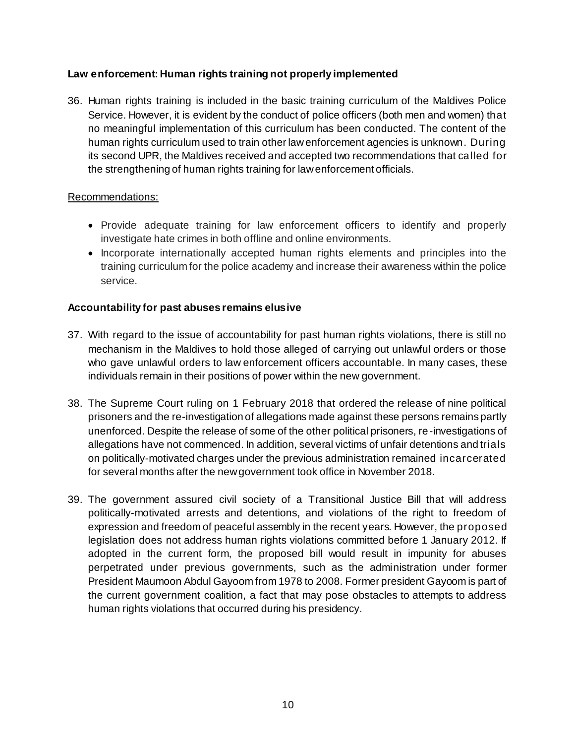**Law enforcement: Human rights training not properly implemented**

36. Human rights training is included in the basic training curriculum of the Maldives Police Service. However, it is evident by the conduct of police officers (both men and women) that no meaningful implementation of this curriculum has been conducted. The content of the human rights curriculum used to train other law enforcement agencies is unknown. During its second UPR, the Maldives received and accepted two recommendations that called for the strengthening of human rights training for law enforcement officials.

Recommendations:

- Provide adequate training for law enforcement officers to identify and properly investigate hate crimes in both offline and online environments.
- Incorporate internationally accepted human rights elements and principles into the training curriculum for the police academy and increase their awareness within the police service.

**Accountability for past abuses remains elusive**

37. With regard to the issue of accountability for past human rights violations, there is still no mechanism in the Maldives to hold those alleged of carrying out unlawful orders or those who gave unlawful orders to law enforcement officers accountable. In many cases, these individuals remain in their positions of power within the new government.

38. The Supreme Court ruling on 1 February 2018 that ordered the release of nine political prisoners and the re-investigation of allegations made against these persons remains partly unenforced. Despite the release of some of the other political prisoners, re-investigations of allegations have not commenced. In addition, several victims of unfair detentions and trials on politically-motivated charges under the previous administration remained incarcerated for several months after the new government took office in November 2018.

39. The government assured civil society of a Transitional Justice Bill that will address politically-motivated arrests and detentions, and violations of the right to freedom of expression and freedom of peaceful assembly in the recent years. However, the proposed legislation does not address human rights violations committed before 1 January 2012. If adopted in the current form, the proposed bill would result in impunity for abuses perpetrated under previous governments, such as the administration under former President Maumoon Abdul Gayoom from 1978 to 2008. Former president Gayoom is part of the current government coalition, a fact that may pose obstacles to attempts to address human rights violations that occurred during his presidency.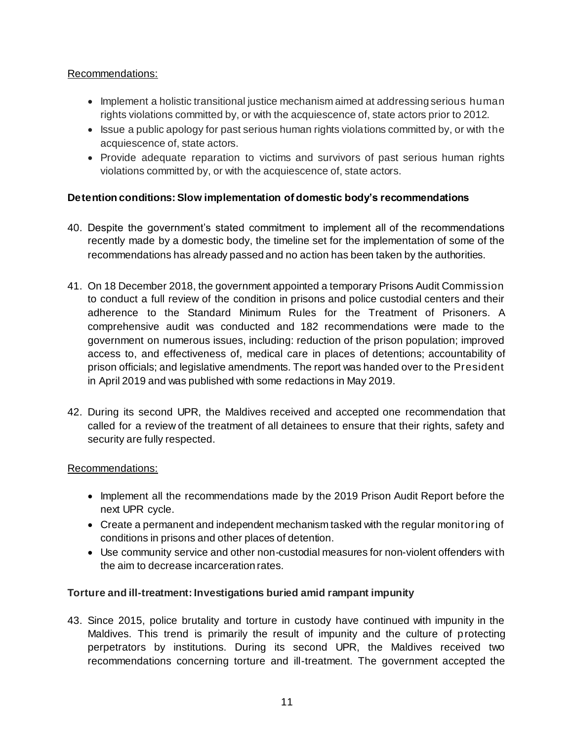Recommendations:

- Implement a holistic transitional justice mechanism aimed at addressing serious human rights violations committed by, or with the acquiescence of, state actors prior to 2012.
- Issue a public apology for past serious human rights violations committed by, or with the acquiescence of, state actors.
- Provide adequate reparation to victims and survivors of past serious human rights violations committed by, or with the acquiescence of, state actors.

**Detention conditions: Slow implementation of domestic body's recommendations**

40. Despite the government's stated commitment to implement all of the recommendations recently made by a domestic body, the timeline set for the implementation of some of the recommendations has already passed and no action has been taken by the authorities.

41. On 18 December 2018, the government appointed a temporary Prisons Audit Commission to conduct a full review of the condition in prisons and police custodial centers and their adherence to the Standard Minimum Rules for the Treatment of Prisoners. A comprehensive audit was conducted and 182 recommendations were made to the government on numerous issues, including: reduction of the prison population; improved access to, and effectiveness of, medical care in places of detentions; accountability of prison officials; and legislative amendments. The report was handed over to the President in April 2019 and was published with some redactions in May 2019.

42. During its second UPR, the Maldives received and accepted one recommendation that called for a review of the treatment of all detainees to ensure that their rights, safety and security are fully respected.

Recommendations:

- Implement all the recommendations made by the 2019 Prison Audit Report before the next UPR cycle.
- Create a permanent and independent mechanism tasked with the regular monitoring of conditions in prisons and other places of detention.
- Use community service and other non-custodial measures for non-violent offenders with the aim to decrease incarceration rates.

**Torture and ill-treatment: Investigations buried amid rampant impunity**

43. Since 2015, police brutality and torture in custody have continued with impunity in the Maldives. This trend is primarily the result of impunity and the culture of protecting perpetrators by institutions. During its second UPR, the Maldives received two recommendations concerning torture and ill-treatment. The government accepted the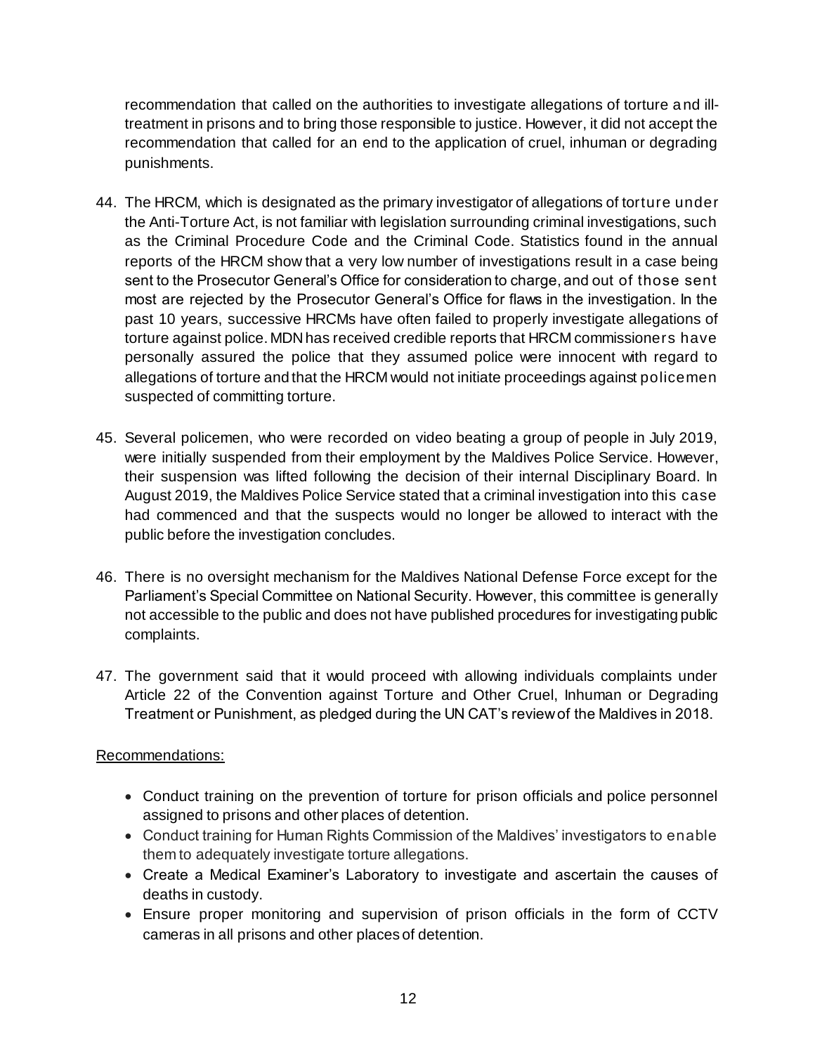recommendation that called on the authorities to investigate allegations of torture and ill-treatment in prisons and to bring those responsible to justice. However, it did not accept the recommendation that called for an end to the application of cruel, inhuman or degrading punishments.

44. The HRCM, which is designated as the primary investigator of allegations of torture under the Anti-Torture Act, is not familiar with legislation surrounding criminal investigations, such as the Criminal Procedure Code and the Criminal Code. Statistics found in the annual reports of the HRCM show that a very low number of investigations result in a case being sent to the Prosecutor General's Office for consideration to charge, and out of those sent most are rejected by the Prosecutor General's Office for flaws in the investigation. In the past 10 years, successive HRCMs have often failed to properly investigate allegations of torture against police. MDN has received credible reports that HRCM commissioners have personally assured the police that they assumed police were innocent with regard to allegations of torture and that the HRCM would not initiate proceedings against policemen suspected of committing torture.

45. Several policemen, who were recorded on video beating a group of people in July 2019, were initially suspended from their employment by the Maldives Police Service. However, their suspension was lifted following the decision of their internal Disciplinary Board. In August 2019, the Maldives Police Service stated that a criminal investigation into this case had commenced and that the suspects would no longer be allowed to interact with the public before the investigation concludes.

46. There is no oversight mechanism for the Maldives National Defense Force except for the Parliament's Special Committee on National Security. However, this committee is generally not accessible to the public and does not have published procedures for investigating public complaints.

47. The government said that it would proceed with allowing individuals complaints under Article 22 of the Convention against Torture and Other Cruel, Inhuman or Degrading Treatment or Punishment, as pledged during the UN CAT's review of the Maldives in 2018.

Recommendations:

- Conduct training on the prevention of torture for prison officials and police personnel assigned to prisons and other places of detention.
- Conduct training for Human Rights Commission of the Maldives' investigators to enable them to adequately investigate torture allegations.
- Create a Medical Examiner's Laboratory to investigate and ascertain the causes of deaths in custody.
- Ensure proper monitoring and supervision of prison officials in the form of CCTV cameras in all prisons and other places of detention.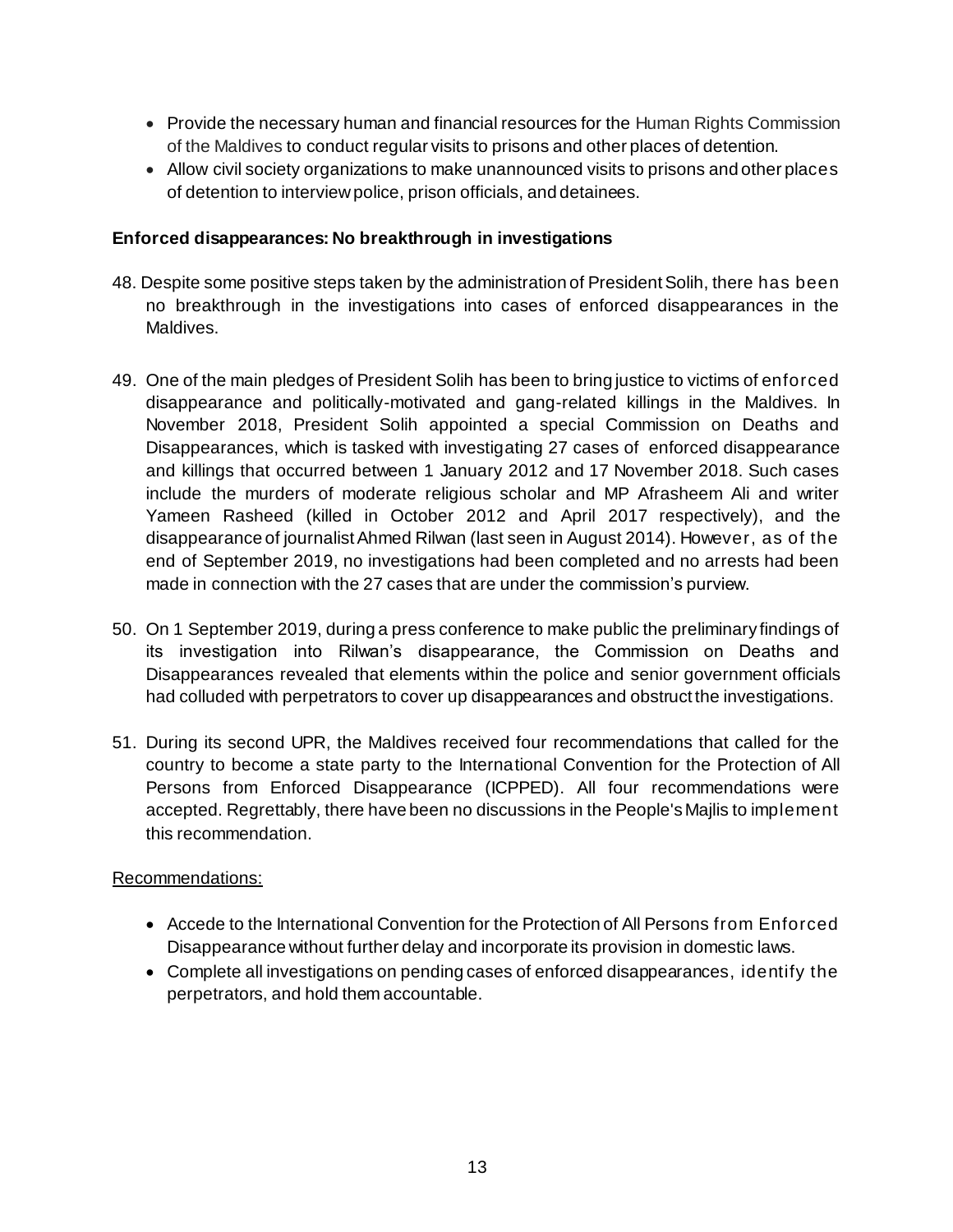- Provide the necessary human and financial resources for the Human Rights Commission of the Maldives to conduct regular visits to prisons and other places of detention.
- Allow civil society organizations to make unannounced visits to prisons and other places of detention to interview police, prison officials, and detainees.

**Enforced disappearances: No breakthrough in investigations**

48. Despite some positive steps taken by the administration of President Solih, there has been no breakthrough in the investigations into cases of enforced disappearances in the Maldives.

49. One of the main pledges of President Solih has been to bring justice to victims of enforced disappearance and politically-motivated and gang-related killings in the Maldives. In November 2018, President Solih appointed a special Commission on Deaths and Disappearances, which is tasked with investigating 27 cases of enforced disappearance and killings that occurred between 1 January 2012 and 17 November 2018. Such cases include the murders of moderate religious scholar and MP Afrasheem Ali and writer Yameen Rasheed (killed in October 2012 and April 2017 respectively), and the disappearance of journalist Ahmed Rilwan (last seen in August 2014). However, as of the end of September 2019, no investigations had been completed and no arrests had been made in connection with the 27 cases that are under the commission's purview.

50. On 1 September 2019, during a press conference to make public the preliminary findings of its investigation into Rilwan's disappearance, the Commission on Deaths and Disappearances revealed that elements within the police and senior government officials had colluded with perpetrators to cover up disappearances and obstruct the investigations.

51. During its second UPR, the Maldives received four recommendations that called for the country to become a state party to the International Convention for the Protection of All Persons from Enforced Disappearance (ICPPED). All four recommendations were accepted. Regrettably, there have been no discussions in the People's Majlis to implement this recommendation.

Recommendations:

- Accede to the International Convention for the Protection of All Persons from Enforced Disappearance without further delay and incorporate its provision in domestic laws.
- Complete all investigations on pending cases of enforced disappearances, identify the perpetrators, and hold them accountable.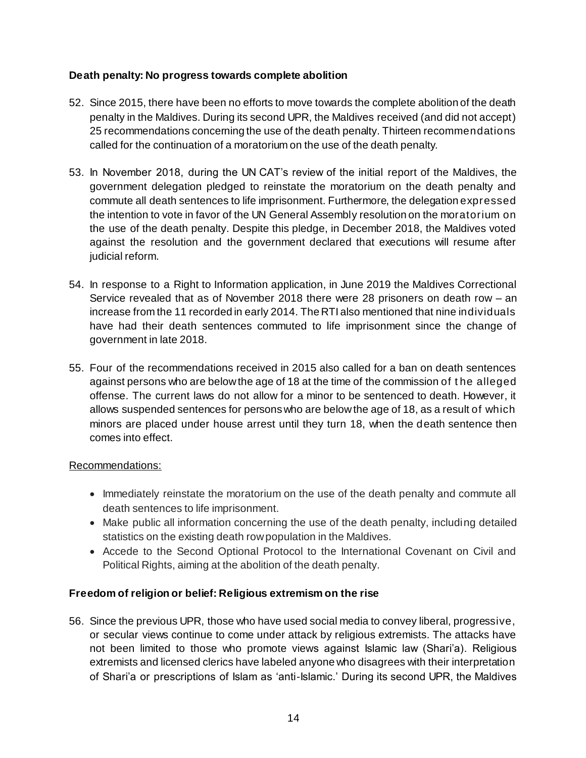**Death penalty: No progress towards complete abolition**

52. Since 2015, there have been no efforts to move towards the complete abolition of the death penalty in the Maldives. During its second UPR, the Maldives received (and did not accept) 25 recommendations concerning the use of the death penalty. Thirteen recommendations called for the continuation of a moratorium on the use of the death penalty.

53. In November 2018, during the UN CAT's review of the initial report of the Maldives, the government delegation pledged to reinstate the moratorium on the death penalty and commute all death sentences to life imprisonment. Furthermore, the delegation expressed the intention to vote in favor of the UN General Assembly resolution on the moratorium on the use of the death penalty. Despite this pledge, in December 2018, the Maldives voted against the resolution and the government declared that executions will resume after judicial reform.

54. In response to a Right to Information application, in June 2019 the Maldives Correctional Service revealed that as of November 2018 there were 28 prisoners on death row – an increase from the 11 recorded in early 2014. The RTI also mentioned that nine individuals have had their death sentences commuted to life imprisonment since the change of government in late 2018.

55. Four of the recommendations received in 2015 also called for a ban on death sentences against persons who are below the age of 18 at the time of the commission of the alleged offense. The current laws do not allow for a minor to be sentenced to death. However, it allows suspended sentences for persons who are below the age of 18, as a result of which minors are placed under house arrest until they turn 18, when the death sentence then comes into effect.

Recommendations:

- Immediately reinstate the moratorium on the use of the death penalty and commute all death sentences to life imprisonment.
- Make public all information concerning the use of the death penalty, including detailed statistics on the existing death row population in the Maldives.
- Accede to the Second Optional Protocol to the International Covenant on Civil and Political Rights, aiming at the abolition of the death penalty.

**Freedom of religion or belief: Religious extremism on the rise**

56. Since the previous UPR, those who have used social media to convey liberal, progressive, or secular views continue to come under attack by religious extremists. The attacks have not been limited to those who promote views against Islamic law (Shari'a). Religious extremists and licensed clerics have labeled anyone who disagrees with their interpretation of Shari'a or prescriptions of Islam as 'anti-Islamic.' During its second UPR, the Maldives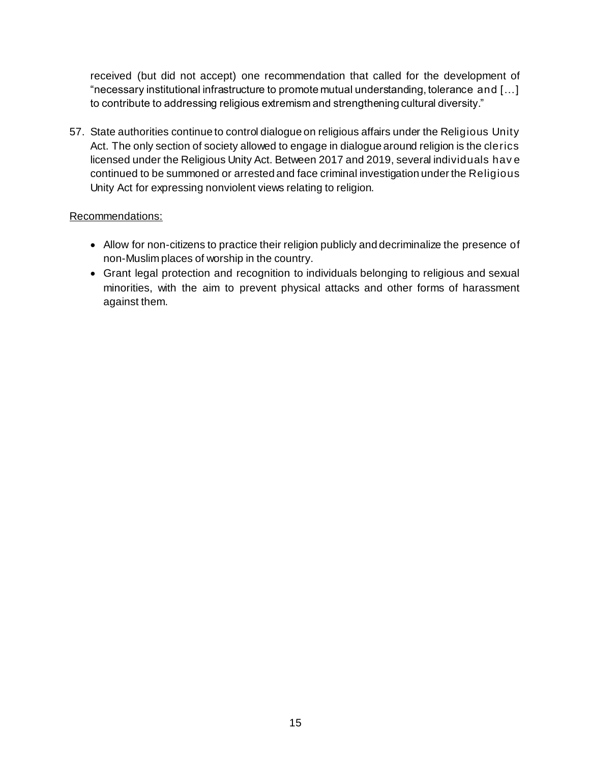received (but did not accept) one recommendation that called for the development of "necessary institutional infrastructure to promote mutual understanding, tolerance and […] to contribute to addressing religious extremism and strengthening cultural diversity."

57. State authorities continue to control dialogue on religious affairs under the Religious Unity Act. The only section of society allowed to engage in dialogue around religion is the clerics licensed under the Religious Unity Act. Between 2017 and 2019, several individuals have continued to be summoned or arrested and face criminal investigation under the Religious Unity Act for expressing nonviolent views relating to religion.

Recommendations:

- Allow for non-citizens to practice their religion publicly and decriminalize the presence of non-Muslim places of worship in the country.
- Grant legal protection and recognition to individuals belonging to religious and sexual minorities, with the aim to prevent physical attacks and other forms of harassment against them.